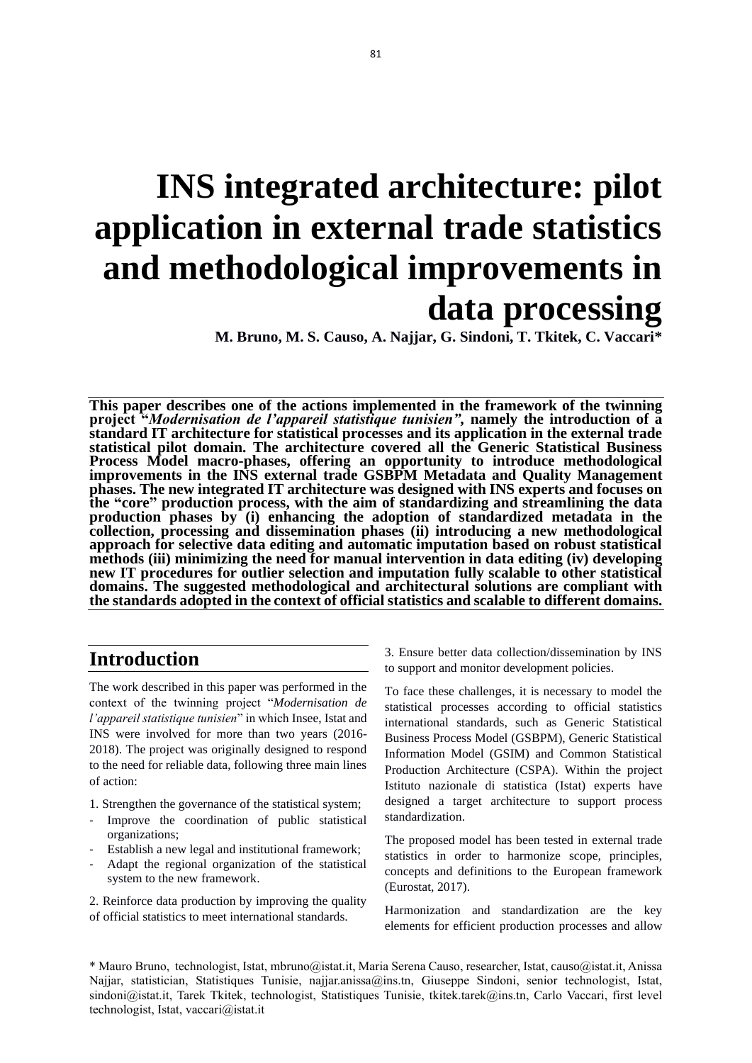# INS integrated architecture: pilot application in external trade statistics and methodological improvements in data processing

**M. Bruno, M. S. Causo, A. Najjar, G. Sindoni, T. Tkitek, C. Vaccari***

**This paper describes one of the actions implemented in the framework of the twinning project "*Modernisation de l'appareil statistique tunisien*", namely the introduction of a standard IT architecture for statistical processes and its application in the external trade statistical pilot domain. The architecture covered all the Generic Statistical Business Process Model macro-phases, offering an opportunity to introduce methodological improvements in the INS external trade GSBPM Metadata and Quality Management phases. The new integrated IT architecture was designed with INS experts and focuses on the "core" production process, with the aim of standardizing and streamlining the data production phases by (i) enhancing the adoption of standardized metadata in the collection, processing and dissemination phases (ii) introducing a new methodological approach for selective data editing and automatic imputation based on robust statistical methods (iii) minimizing the need for manual intervention in data editing (iv) developing new IT procedures for outlier selection and imputation fully scalable to other statistical domains. The suggested methodological and architectural solutions are compliant with the standards adopted in the context of official statistics and scalable to different domains.**

## Introduction

The work described in this paper was performed in the context of the twinning project "*Modernisation de l'appareil statistique tunisien*" in which Insee, Istat and INS were involved for more than two years (2016-2018). The project was originally designed to respond to the need for reliable data, following three main lines of action:

1. Strengthen the governance of the statistical system;
   - Improve the coordination of public statistical organizations;
   - Establish a new legal and institutional framework;
   - Adapt the regional organization of the statistical system to the new framework.

2. Reinforce data production by improving the quality of official statistics to meet international standards.

3. Ensure better data collection/dissemination by INS to support and monitor development policies.

To face these challenges, it is necessary to model the statistical processes according to official statistics international standards, such as Generic Statistical Business Process Model (GSBPM), Generic Statistical Information Model (GSIM) and Common Statistical Production Architecture (CSPA). Within the project Istituto nazionale di statistica (Istat) experts have designed a target architecture to support process standardization.

The proposed model has been tested in external trade statistics in order to harmonize scope, principles, concepts and definitions to the European framework (Eurostat, 2017).

Harmonization and standardization are the key elements for efficient production processes and allow

\* Mauro Bruno, technologist, Istat, mbruno@istat.it, Maria Serena Causo, researcher, Istat, causo@istat.it, Anissa Najjar, statistician, Statistiques Tunisie, najjar.anissa@ins.tn, Giuseppe Sindoni, senior technologist, Istat, sindoni@istat.it, Tarek Tkitek, technologist, Statistiques Tunisie, tkitek.tarek@ins.tn, Carlo Vaccari, first level technologist, Istat, vaccari@istat.it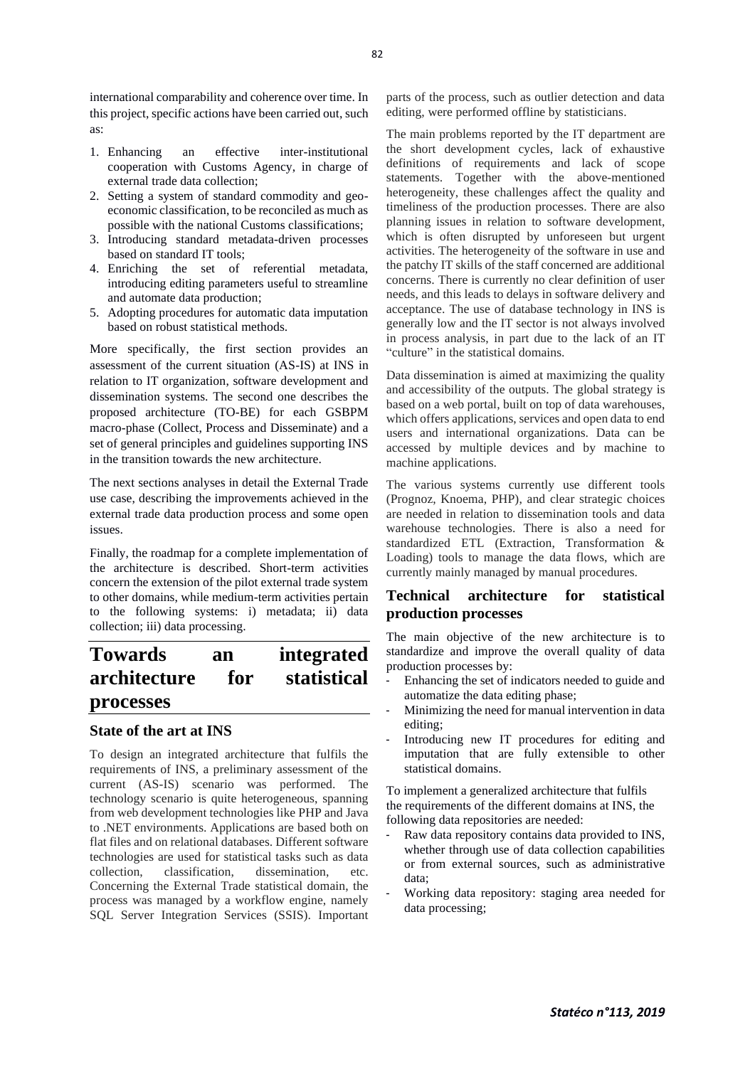international comparability and coherence over time. In this project, specific actions have been carried out, such as:

1. Enhancing an effective inter-institutional cooperation with Customs Agency, in charge of external trade data collection;
2. Setting a system of standard commodity and geo-economic classification, to be reconciled as much as possible with the national Customs classifications;
3. Introducing standard metadata-driven processes based on standard IT tools;
4. Enriching the set of referential metadata, introducing editing parameters useful to streamline and automate data production;
5. Adopting procedures for automatic data imputation based on robust statistical methods.

More specifically, the first section provides an assessment of the current situation (AS-IS) at INS in relation to IT organization, software development and dissemination systems. The second one describes the proposed architecture (TO-BE) for each GSBPM macro-phase (Collect, Process and Disseminate) and a set of general principles and guidelines supporting INS in the transition towards the new architecture.

The next sections analyses in detail the External Trade use case, describing the improvements achieved in the external trade data production process and some open issues.

Finally, the roadmap for a complete implementation of the architecture is described. Short-term activities concern the extension of the pilot external trade system to other domains, while medium-term activities pertain to the following systems: i) metadata; ii) data collection; iii) data processing.

# Towards an integrated architecture for statistical processes

## State of the art at INS

To design an integrated architecture that fulfils the requirements of INS, a preliminary assessment of the current (AS-IS) scenario was performed. The technology scenario is quite heterogeneous, spanning from web development technologies like PHP and Java to .NET environments. Applications are based both on flat files and on relational databases. Different software technologies are used for statistical tasks such as data collection, classification, dissemination, etc. Concerning the External Trade statistical domain, the process was managed by a workflow engine, namely SQL Server Integration Services (SSIS). Important parts of the process, such as outlier detection and data editing, were performed offline by statisticians.

The main problems reported by the IT department are the short development cycles, lack of exhaustive definitions of requirements and lack of scope statements. Together with the above-mentioned heterogeneity, these challenges affect the quality and timeliness of the production processes. There are also planning issues in relation to software development, which is often disrupted by unforeseen but urgent activities. The heterogeneity of the software in use and the patchy IT skills of the staff concerned are additional concerns. There is currently no clear definition of user needs, and this leads to delays in software delivery and acceptance. The use of database technology in INS is generally low and the IT sector is not always involved in process analysis, in part due to the lack of an IT "culture" in the statistical domains.

Data dissemination is aimed at maximizing the quality and accessibility of the outputs. The global strategy is based on a web portal, built on top of data warehouses, which offers applications, services and open data to end users and international organizations. Data can be accessed by multiple devices and by machine to machine applications.

The various systems currently use different tools (Prognoz, Knoema, PHP), and clear strategic choices are needed in relation to dissemination tools and data warehouse technologies. There is also a need for standardized ETL (Extraction, Transformation & Loading) tools to manage the data flows, which are currently mainly managed by manual procedures.

## Technical architecture for statistical production processes

The main objective of the new architecture is to standardize and improve the overall quality of data production processes by:

- Enhancing the set of indicators needed to guide and automatize the data editing phase;
- Minimizing the need for manual intervention in data editing;
- Introducing new IT procedures for editing and imputation that are fully extensible to other statistical domains.

To implement a generalized architecture that fulfils the requirements of the different domains at INS, the following data repositories are needed:

- Raw data repository contains data provided to INS, whether through use of data collection capabilities or from external sources, such as administrative data;
- Working data repository: staging area needed for data processing;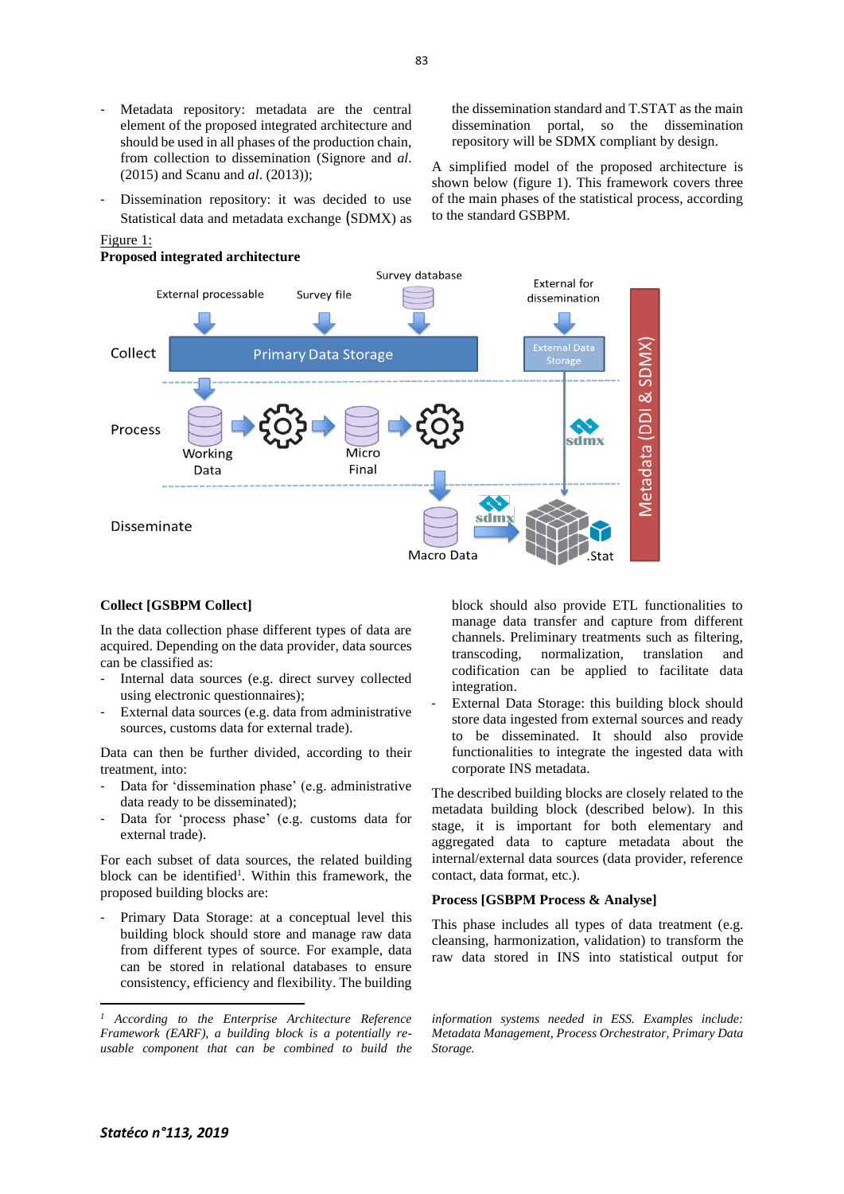- Metadata repository: metadata are the central element of the proposed integrated architecture and should be used in all phases of the production chain, from collection to dissemination (Signore and *al*. (2015) and Scanu and *al*. (2013));
- Dissemination repository: it was decided to use Statistical data and metadata exchange (SDMX) as the dissemination standard and T.STAT as the main dissemination portal, so the dissemination repository will be SDMX compliant by design.

A simplified model of the proposed architecture is shown below (figure 1). This framework covers three of the main phases of the statistical process, according to the standard GSBPM.

Figure 1:
**Proposed integrated architecture**

**Collect [GSBPM Collect]**

In the data collection phase different types of data are acquired. Depending on the data provider, data sources can be classified as:

- Internal data sources (e.g. direct survey collected using electronic questionnaires);
- External data sources (e.g. data from administrative sources, customs data for external trade).

Data can then be further divided, according to their treatment, into:

- Data for 'dissemination phase' (e.g. administrative data ready to be disseminated);
- Data for 'process phase' (e.g. customs data for external trade).

For each subset of data sources, the related building block can be identified[1]. Within this framework, the proposed building blocks are:

- Primary Data Storage: at a conceptual level this building block should store and manage raw data from different types of source. For example, data can be stored in relational databases to ensure consistency, efficiency and flexibility. The building block should also provide ETL functionalities to manage data transfer and capture from different channels. Preliminary treatments such as filtering, transcoding, normalization, translation and codification can be applied to facilitate data integration.
- External Data Storage: this building block should store data ingested from external sources and ready to be disseminated. It should also provide functionalities to integrate the ingested data with corporate INS metadata.

The described building blocks are closely related to the metadata building block (described below). In this stage, it is important for both elementary and aggregated data to capture metadata about the internal/external data sources (data provider, reference contact, data format, etc.).

**Process [GSBPM Process & Analyse]**

This phase includes all types of data treatment (e.g. cleansing, harmonization, validation) to transform the raw data stored in INS into statistical output for

[1] *According to the Enterprise Architecture Reference Framework (EARF), a building block is a potentially re-usable component that can be combined to build the information systems needed in ESS. Examples include: Metadata Management, Process Orchestrator, Primary Data Storage.*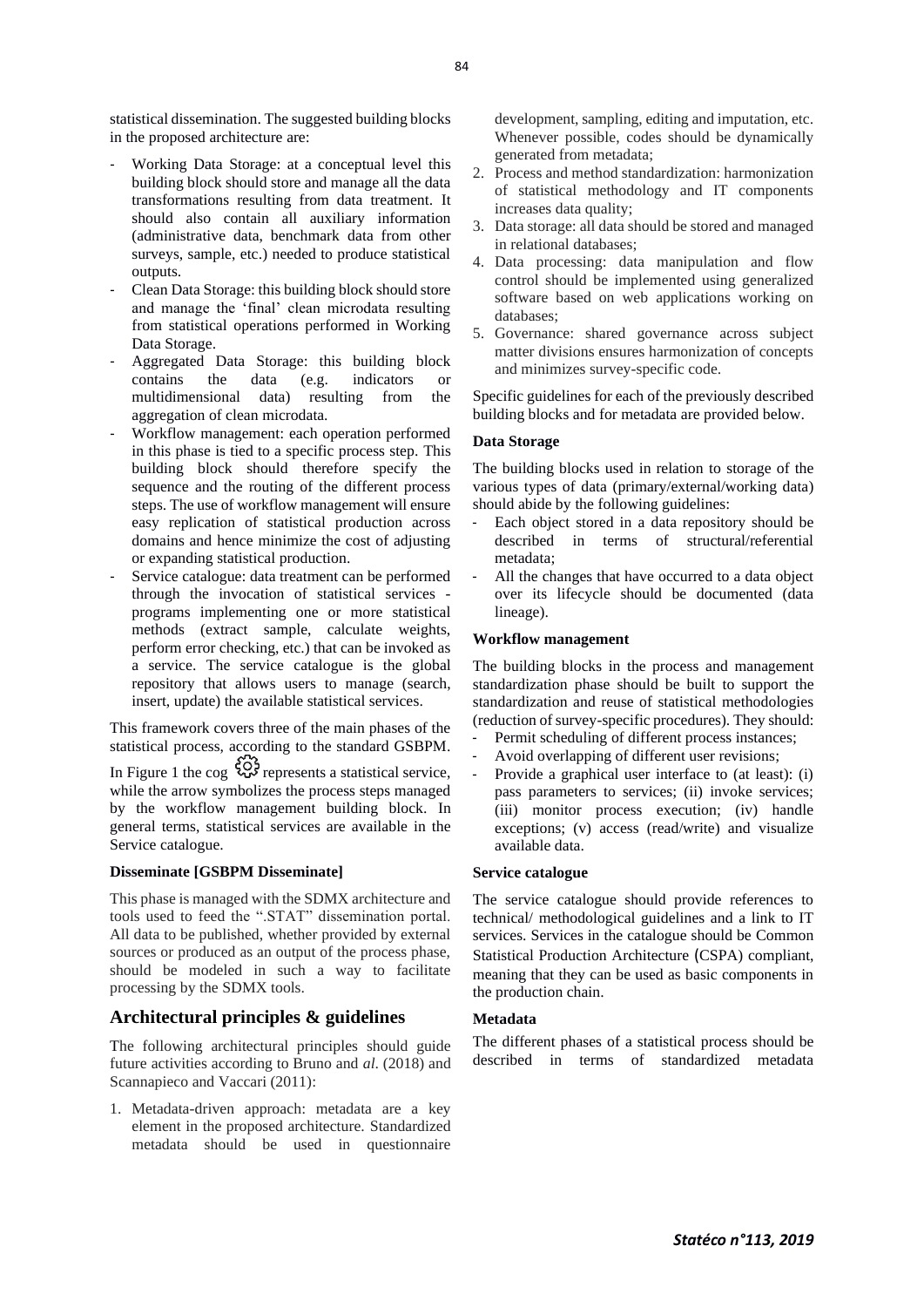statistical dissemination. The suggested building blocks in the proposed architecture are:

- Working Data Storage: at a conceptual level this building block should store and manage all the data transformations resulting from data treatment. It should also contain all auxiliary information (administrative data, benchmark data from other surveys, sample, etc.) needed to produce statistical outputs.
- Clean Data Storage: this building block should store and manage the 'final' clean microdata resulting from statistical operations performed in Working Data Storage.
- Aggregated Data Storage: this building block contains the data (e.g. indicators or multidimensional data) resulting from the aggregation of clean microdata.
- Workflow management: each operation performed in this phase is tied to a specific process step. This building block should therefore specify the sequence and the routing of the different process steps. The use of workflow management will ensure easy replication of statistical production across domains and hence minimize the cost of adjusting or expanding statistical production.
- Service catalogue: data treatment can be performed through the invocation of statistical services - programs implementing one or more statistical methods (extract sample, calculate weights, perform error checking, etc.) that can be invoked as a service. The service catalogue is the global repository that allows users to manage (search, insert, update) the available statistical services.

This framework covers three of the main phases of the statistical process, according to the standard GSBPM. In Figure 1 the cog ⚙ represents a statistical service, while the arrow symbolizes the process steps managed by the workflow management building block. In general terms, statistical services are available in the Service catalogue.

**Disseminate [GSBPM Disseminate]**

This phase is managed with the SDMX architecture and tools used to feed the ".STAT" dissemination portal. All data to be published, whether provided by external sources or produced as an output of the process phase, should be modeled in such a way to facilitate processing by the SDMX tools.

## Architectural principles & guidelines

The following architectural principles should guide future activities according to Bruno and *al*. (2018) and Scannapieco and Vaccari (2011):

1. Metadata-driven approach: metadata are a key element in the proposed architecture. Standardized metadata should be used in questionnaire development, sampling, editing and imputation, etc. Whenever possible, codes should be dynamically generated from metadata;
2. Process and method standardization: harmonization of statistical methodology and IT components increases data quality;
3. Data storage: all data should be stored and managed in relational databases;
4. Data processing: data manipulation and flow control should be implemented using generalized software based on web applications working on databases;
5. Governance: shared governance across subject matter divisions ensures harmonization of concepts and minimizes survey-specific code.

Specific guidelines for each of the previously described building blocks and for metadata are provided below.

**Data Storage**

The building blocks used in relation to storage of the various types of data (primary/external/working data) should abide by the following guidelines:

- Each object stored in a data repository should be described in terms of structural/referential metadata;
- All the changes that have occurred to a data object over its lifecycle should be documented (data lineage).

**Workflow management**

The building blocks in the process and management standardization phase should be built to support the standardization and reuse of statistical methodologies (reduction of survey-specific procedures). They should:

- Permit scheduling of different process instances;
- Avoid overlapping of different user revisions;
- Provide a graphical user interface to (at least): (i) pass parameters to services; (ii) invoke services; (iii) monitor process execution; (iv) handle exceptions; (v) access (read/write) and visualize available data.

**Service catalogue**

The service catalogue should provide references to technical/ methodological guidelines and a link to IT services. Services in the catalogue should be Common Statistical Production Architecture (CSPA) compliant, meaning that they can be used as basic components in the production chain.

**Metadata**

The different phases of a statistical process should be described in terms of standardized metadata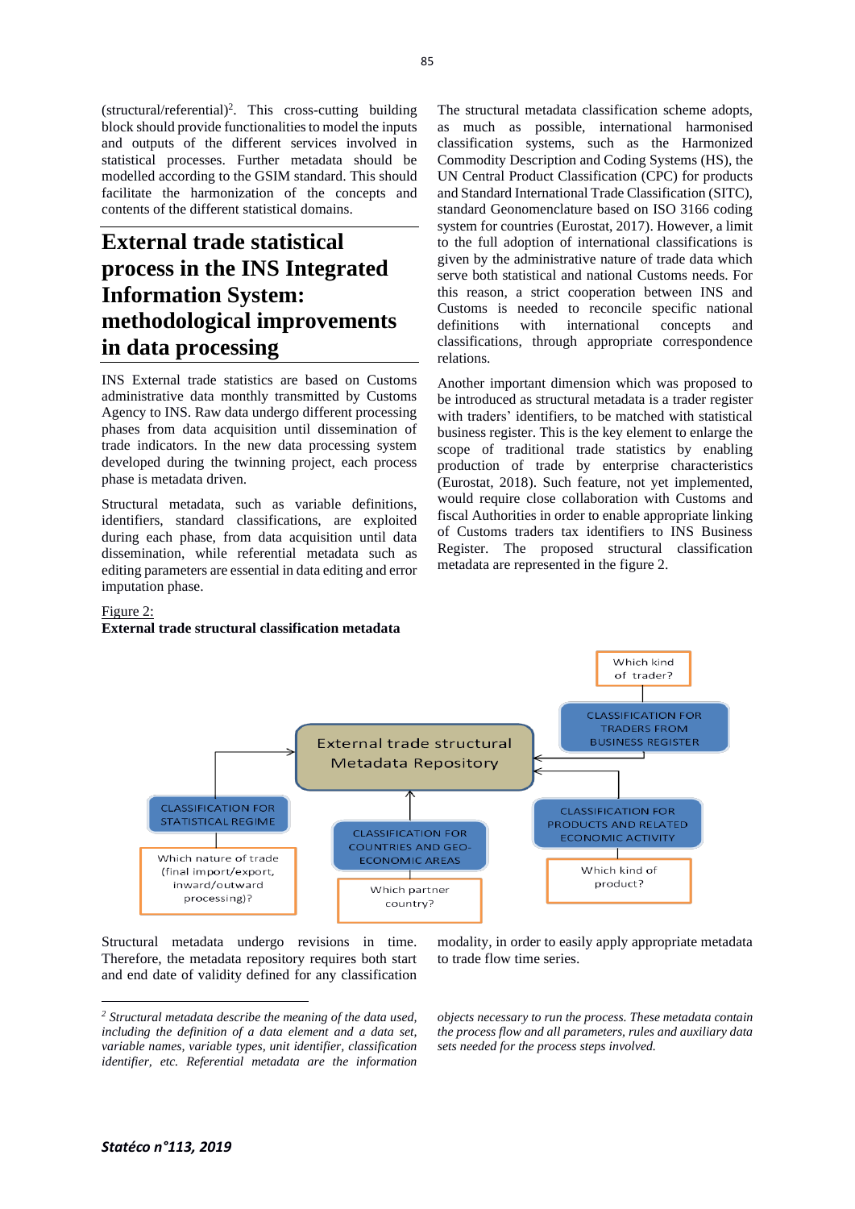(structural/referential)[2]. This cross-cutting building block should provide functionalities to model the inputs and outputs of the different services involved in statistical processes. Further metadata should be modelled according to the GSIM standard. This should facilitate the harmonization of the concepts and contents of the different statistical domains.

## External trade statistical process in the INS Integrated Information System: methodological improvements in data processing

INS External trade statistics are based on Customs administrative data monthly transmitted by Customs Agency to INS. Raw data undergo different processing phases from data acquisition until dissemination of trade indicators. In the new data processing system developed during the twinning project, each process phase is metadata driven.

Structural metadata, such as variable definitions, identifiers, standard classifications, are exploited during each phase, from data acquisition until data dissemination, while referential metadata such as editing parameters are essential in data editing and error imputation phase.

The structural metadata classification scheme adopts, as much as possible, international harmonised classification systems, such as the Harmonized Commodity Description and Coding Systems (HS), the UN Central Product Classification (CPC) for products and Standard International Trade Classification (SITC), standard Geonomenclature based on ISO 3166 coding system for countries (Eurostat, 2017). However, a limit to the full adoption of international classifications is given by the administrative nature of trade data which serve both statistical and national Customs needs. For this reason, a strict cooperation between INS and Customs is needed to reconcile specific national definitions with international concepts and classifications, through appropriate correspondence relations.

Another important dimension which was proposed to be introduced as structural metadata is a trader register with traders' identifiers, to be matched with statistical business register. This is the key element to enlarge the scope of traditional trade statistics by enabling production of trade by enterprise characteristics (Eurostat, 2018). Such feature, not yet implemented, would require close collaboration with Customs and fiscal Authorities in order to enable appropriate linking of Customs traders tax identifiers to INS Business Register. The proposed structural classification metadata are represented in the figure 2.

Figure 2:
**External trade structural classification metadata**

External trade structural Metadata Repository

- CLASSIFICATION FOR STATISTICAL REGIME — Which nature of trade (final import/export, inward/outward processing)?
- CLASSIFICATION FOR COUNTRIES AND GEO-ECONOMIC AREAS — Which partner country?
- CLASSIFICATION FOR PRODUCTS AND RELATED ECONOMIC ACTIVITY — Which kind of product?
- CLASSIFICATION FOR TRADERS FROM BUSINESS REGISTER — Which kind of trader?

Structural metadata undergo revisions in time. Therefore, the metadata repository requires both start and end date of validity defined for any classification modality, in order to easily apply appropriate metadata to trade flow time series.

[2] *Structural metadata describe the meaning of the data used, including the definition of a data element and a data set, variable names, variable types, unit identifier, classification identifier, etc. Referential metadata are the information objects necessary to run the process. These metadata contain the process flow and all parameters, rules and auxiliary data sets needed for the process steps involved.*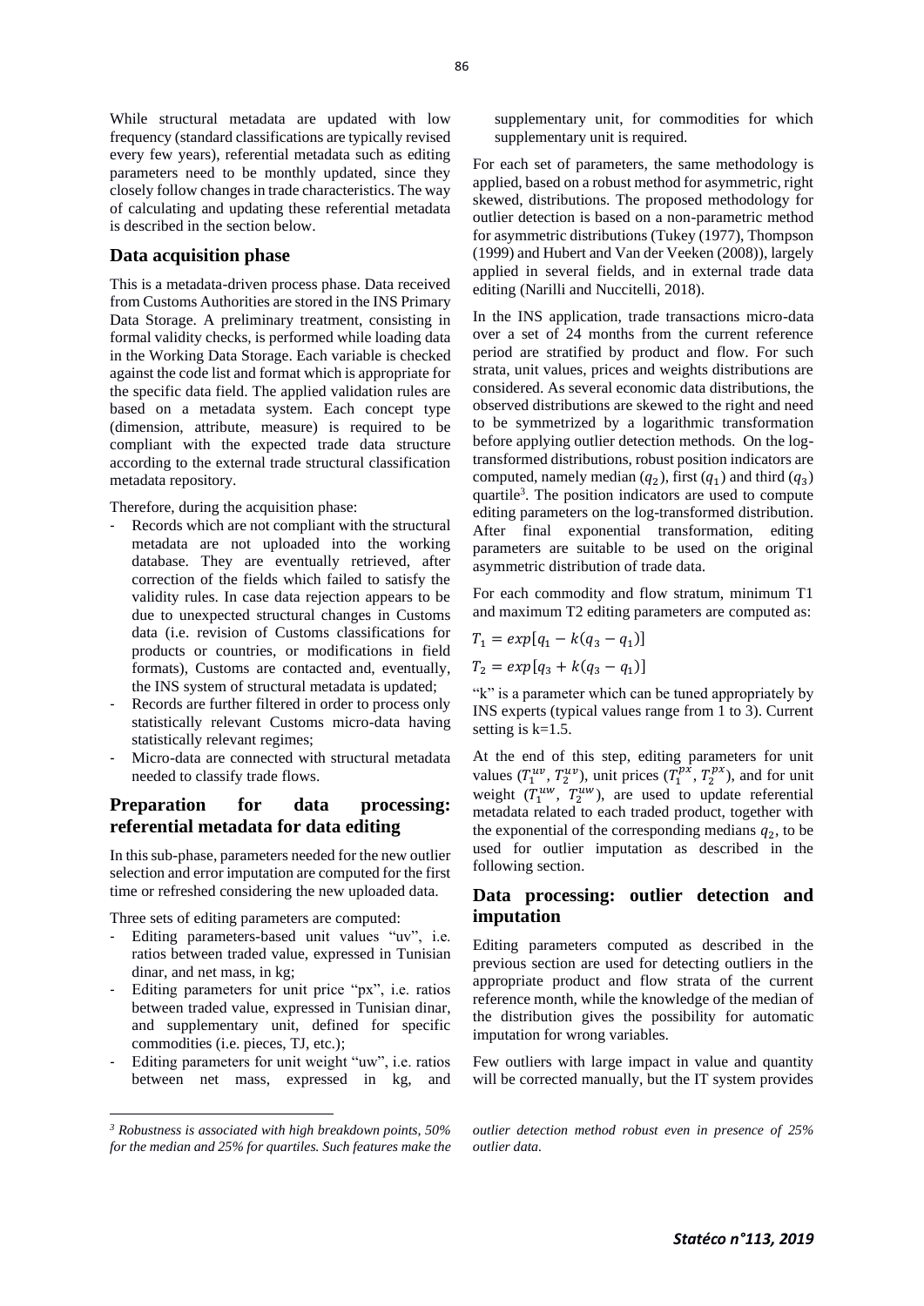While structural metadata are updated with low frequency (standard classifications are typically revised every few years), referential metadata such as editing parameters need to be monthly updated, since they closely follow changes in trade characteristics. The way of calculating and updating these referential metadata is described in the section below.

## Data acquisition phase

This is a metadata-driven process phase. Data received from Customs Authorities are stored in the INS Primary Data Storage. A preliminary treatment, consisting in formal validity checks, is performed while loading data in the Working Data Storage. Each variable is checked against the code list and format which is appropriate for the specific data field. The applied validation rules are based on a metadata system. Each concept type (dimension, attribute, measure) is required to be compliant with the expected trade data structure according to the external trade structural classification metadata repository.

Therefore, during the acquisition phase:

- Records which are not compliant with the structural metadata are not uploaded into the working database. They are eventually retrieved, after correction of the fields which failed to satisfy the validity rules. In case data rejection appears to be due to unexpected structural changes in Customs data (i.e. revision of Customs classifications for products or countries, or modifications in field formats), Customs are contacted and, eventually, the INS system of structural metadata is updated;
- Records are further filtered in order to process only statistically relevant Customs micro-data having statistically relevant regimes;
- Micro-data are connected with structural metadata needed to classify trade flows.

## Preparation for data processing: referential metadata for data editing

In this sub-phase, parameters needed for the new outlier selection and error imputation are computed for the first time or refreshed considering the new uploaded data.

Three sets of editing parameters are computed:

- Editing parameters-based unit values "uv", i.e. ratios between traded value, expressed in Tunisian dinar, and net mass, in kg;
- Editing parameters for unit price "px", i.e. ratios between traded value, expressed in Tunisian dinar, and supplementary unit, defined for specific commodities (i.e. pieces, TJ, etc.);
- Editing parameters for unit weight "uw", i.e. ratios between net mass, expressed in kg, and supplementary unit, for commodities for which supplementary unit is required.

For each set of parameters, the same methodology is applied, based on a robust method for asymmetric, right skewed, distributions. The proposed methodology for outlier detection is based on a non-parametric method for asymmetric distributions (Tukey (1977), Thompson (1999) and Hubert and Van der Veeken (2008)), largely applied in several fields, and in external trade data editing (Narilli and Nuccitelli, 2018).

In the INS application, trade transactions micro-data over a set of 24 months from the current reference period are stratified by product and flow. For such strata, unit values, prices and weights distributions are considered. As several economic data distributions, the observed distributions are skewed to the right and need to be symmetrized by a logarithmic transformation before applying outlier detection methods. On the log-transformed distributions, robust position indicators are computed, namely median ($q_2$), first ($q_1$) and third ($q_3$) quartile[3]. The position indicators are used to compute editing parameters on the log-transformed distribution. After final exponential transformation, editing parameters are suitable to be used on the original asymmetric distribution of trade data.

For each commodity and flow stratum, minimum T1 and maximum T2 editing parameters are computed as:

$$T_1 = exp[q_1 - k(q_3 - q_1)]$$

$$T_2 = exp[q_3 + k(q_3 - q_1)]$$

"k" is a parameter which can be tuned appropriately by INS experts (typical values range from 1 to 3). Current setting is k=1.5.

At the end of this step, editing parameters for unit values ($T_1^{uv}$, $T_2^{uv}$), unit prices ($T_1^{px}$, $T_2^{px}$), and for unit weight ($T_1^{uw}$, $T_2^{uw}$), are used to update referential metadata related to each traded product, together with the exponential of the corresponding medians $q_2$, to be used for outlier imputation as described in the following section.

## Data processing: outlier detection and imputation

Editing parameters computed as described in the previous section are used for detecting outliers in the appropriate product and flow strata of the current reference month, while the knowledge of the median of the distribution gives the possibility for automatic imputation for wrong variables.

Few outliers with large impact in value and quantity will be corrected manually, but the IT system provides

---

*[3] Robustness is associated with high breakdown points, 50% for the median and 25% for quartiles. Such features make the outlier detection method robust even in presence of 25% outlier data.*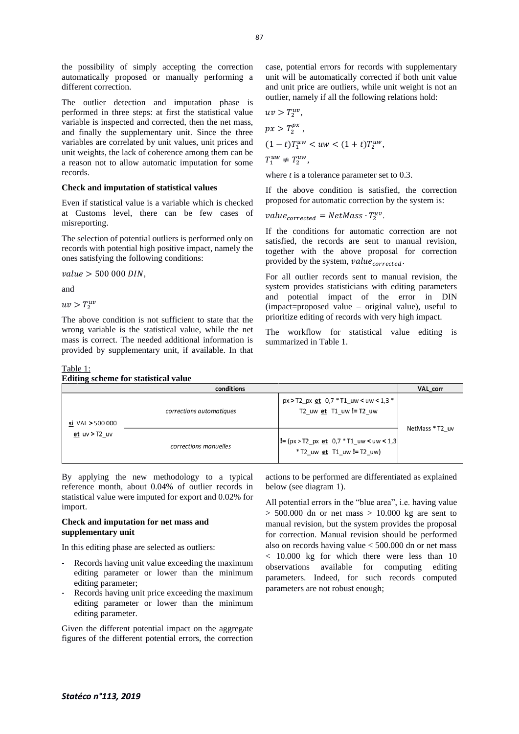the possibility of simply accepting the correction automatically proposed or manually performing a different correction.

The outlier detection and imputation phase is performed in three steps: at first the statistical value variable is inspected and corrected, then the net mass, and finally the supplementary unit. Since the three variables are correlated by unit values, unit prices and unit weights, the lack of coherence among them can be a reason not to allow automatic imputation for some records.

**Check and imputation of statistical values**

Even if statistical value is a variable which is checked at Customs level, there can be few cases of misreporting.

The selection of potential outliers is performed only on records with potential high positive impact, namely the ones satisfying the following conditions:

$value > 500\,000\ DIN$,

and

$uv > T_2^{uv}$

The above condition is not sufficient to state that the wrong variable is the statistical value, while the net mass is correct. The needed additional information is provided by supplementary unit, if available. In that case, potential errors for records with supplementary unit will be automatically corrected if both unit value and unit price are outliers, while unit weight is not an outlier, namely if all the following relations hold:

$uv > T_2^{uv}$,

$px > T_2^{px}$ ,

$(1-t)T_1^{uw} < uw < (1+t)T_2^{uw}$,

$T_1^{uw} \neq T_2^{uw}$,

where *t* is a tolerance parameter set to 0.3.

If the above condition is satisfied, the correction proposed for automatic correction by the system is:

$value_{corrected} = NetMass \cdot T_2^{uv}$.

If the conditions for automatic correction are not satisfied, the records are sent to manual revision, together with the above proposal for correction provided by the system, $value_{corrected}$.

For all outlier records sent to manual revision, the system provides statisticians with editing parameters and potential impact of the error in DIN (impact=proposed value – original value), useful to prioritize editing of records with very high impact.

The workflow for statistical value editing is summarized in Table 1.

Table 1:
**Editing scheme for statistical value**

| conditions | | | VAL_corr |
|---|---|---|---|
| si VAL > 500 000 et uv > T2_uv | corrections automatiques | px > T2_px et 0,7 * T1_uw < uw < 1,3 * T2_uw et T1_uw != T2_uw | NetMass * T2_uv |
| | corrections manuelles | != (px > T2_px et 0,7 * T1_uw < uw < 1,3 * T2_uw et T1_uw != T2_uw) | |

By applying the new methodology to a typical reference month, about 0.04% of outlier records in statistical value were imputed for export and 0.02% for import.

**Check and imputation for net mass and supplementary unit**

In this editing phase are selected as outliers:

- Records having unit value exceeding the maximum editing parameter or lower than the minimum editing parameter;
- Records having unit price exceeding the maximum editing parameter or lower than the minimum editing parameter.

Given the different potential impact on the aggregate figures of the different potential errors, the correction actions to be performed are differentiated as explained below (see diagram 1).

All potential errors in the "blue area", i.e. having value > 500.000 dn or net mass > 10.000 kg are sent to manual revision, but the system provides the proposal for correction. Manual revision should be performed also on records having value < 500.000 dn or net mass < 10.000 kg for which there were less than 10 observations available for computing editing parameters. Indeed, for such records computed parameters are not robust enough;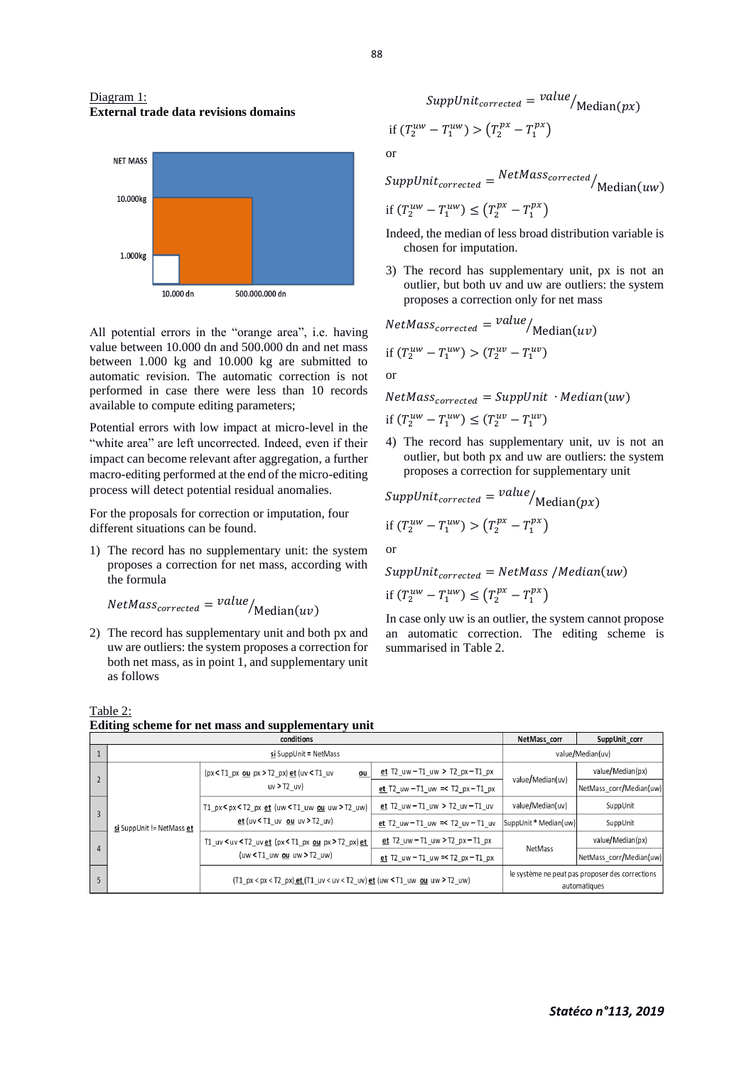Diagram 1:
**External trade data revisions domains**

All potential errors in the "orange area", i.e. having value between 10.000 dn and 500.000 dn and net mass between 1.000 kg and 10.000 kg are submitted to automatic revision. The automatic correction is not performed in case there were less than 10 records available to compute editing parameters;

Potential errors with low impact at micro-level in the "white area" are left uncorrected. Indeed, even if their impact can become relevant after aggregation, a further macro-editing performed at the end of the micro-editing process will detect potential residual anomalies.

For the proposals for correction or imputation, four different situations can be found.

1) The record has no supplementary unit: the system proposes a correction for net mass, according with the formula

$$NetMass_{corrected} = {value}/{\text{Median}(uv)}$$

2) The record has supplementary unit and both px and uw are outliers: the system proposes a correction for both net mass, as in point 1, and supplementary unit as follows

$$SuppUnit_{corrected} = {value}/{\text{Median}(px)}$$

if $(T_2^{uw} - T_1^{uw}) > (T_2^{px} - T_1^{px})$

or

$$SuppUnit_{corrected} = {NetMass_{corrected}}/{\text{Median}(uw)}$$

if $(T_2^{uw} - T_1^{uw}) \leq (T_2^{px} - T_1^{px})$

Indeed, the median of less broad distribution variable is chosen for imputation.

3) The record has supplementary unit, px is not an outlier, but both uv and uw are outliers: the system proposes a correction only for net mass

$$NetMass_{corrected} = {value}/{\text{Median}(uv)}$$

if $(T_2^{uw} - T_1^{uw}) > (T_2^{uv} - T_1^{uv})$

or

$$NetMass_{corrected} = SuppUnit \cdot Median(uw)$$

if $(T_2^{uw} - T_1^{uw}) \leq (T_2^{uv} - T_1^{uv})$

4) The record has supplementary unit, uv is not an outlier, but both px and uw are outliers: the system proposes a correction for supplementary unit

$$SuppUnit_{corrected} = {value}/{\text{Median}(px)}$$

if $(T_2^{uw} - T_1^{uw}) > (T_2^{px} - T_1^{px})$

or

$$SuppUnit_{corrected} = NetMass\ /Median(uw)$$

if $(T_2^{uw} - T_1^{uw}) \leq (T_2^{px} - T_1^{px})$

In case only uw is an outlier, the system cannot propose an automatic correction. The editing scheme is summarised in Table 2.

Table 2:
**Editing scheme for net mass and supplementary unit**

| | conditions | | | NetMass_corr | SuppUnit_corr |
|---|---|---|---|---|---|
| 1 | si SuppUnit = NetMass | | | value/Median(uv) | |
| 2 | si SuppUnit != NetMass et | (px < T1_px ou px > T2_px) et (uv < T1_uv ou uv > T2_uv) | et T2_uw − T1_uw > T2_px − T1_px | value/Median(uv) | value/Median(px) |
| | | | et T2_uw − T1_uw =< T2_px − T1_px | | NetMass_corr/Median(uw) |
| 3 | | T1_px < px < T2_px et (uw < T1_uw ou uw > T2_uw) et (uv < T1_uv ou uv > T2_uv) | et T2_uw − T1_uw > T2_uv − T1_uv | value/Median(uv) | SuppUnit |
| | | | et T2_uw − T1_uw =< T2_uv − T1_uv | SuppUnit * Median(uw) | SuppUnit |
| 4 | | T1_uv < uv < T2_uv et (px < T1_px ou px > T2_px) et (uw < T1_uw ou uw > T2_uw) | et T2_uw − T1_uw > T2_px − T1_px | NetMass | value/Median(px) |
| | | | et T2_uw − T1_uw =< T2_px − T1_px | | NetMass_corr/Median(uw) |
| 5 | | (T1_px < px < T2_px) et (T1_uv < uv < T2_uv) et (uw < T1_uw ou uw > T2_uw) | | le système ne peut pas proposer des corrections automatiques | |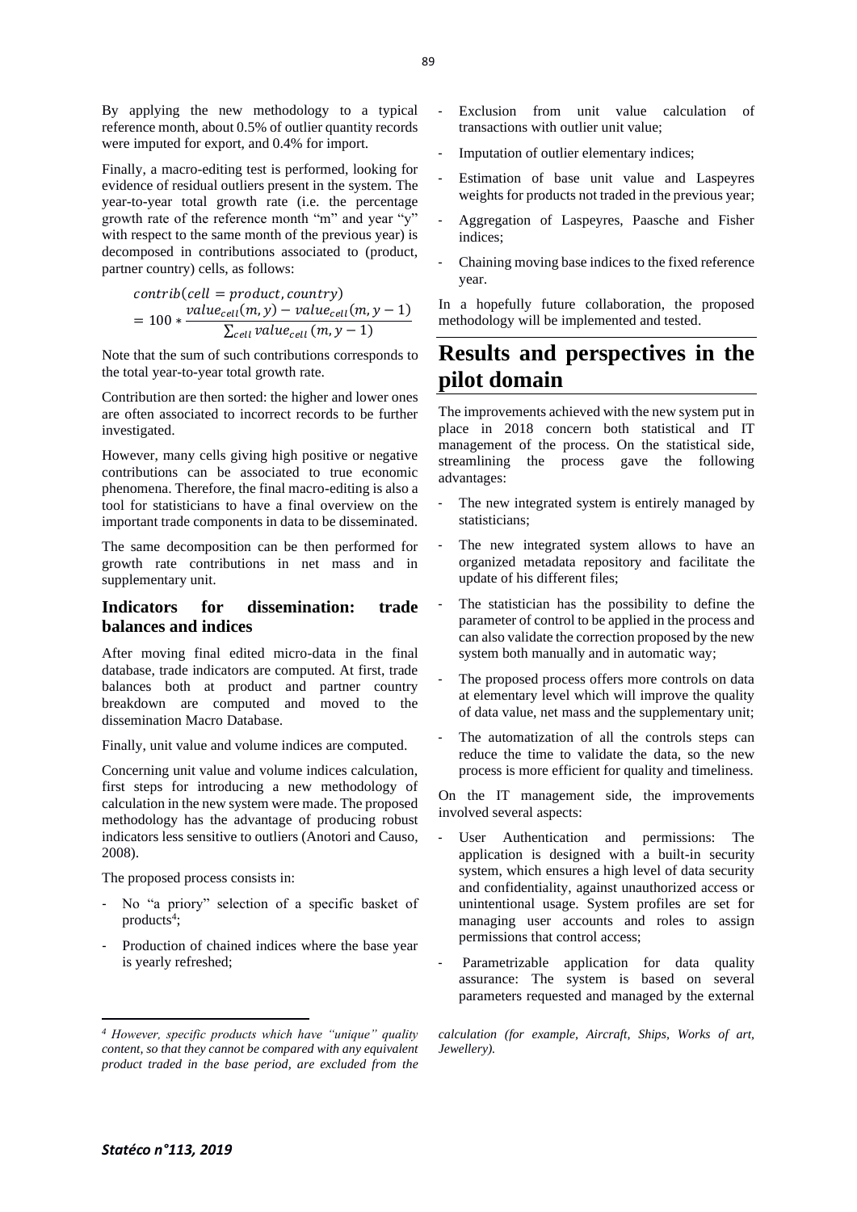By applying the new methodology to a typical reference month, about 0.5% of outlier quantity records were imputed for export, and 0.4% for import.

Finally, a macro-editing test is performed, looking for evidence of residual outliers present in the system. The year-to-year total growth rate (i.e. the percentage growth rate of the reference month "m" and year "y" with respect to the same month of the previous year) is decomposed in contributions associated to (product, partner country) cells, as follows:

$$contrib(cell = product, country) = 100 * \frac{value_{cell}(m, y) - value_{cell}(m, y-1)}{\sum_{cell} value_{cell}(m, y-1)}$$

Note that the sum of such contributions corresponds to the total year-to-year total growth rate.

Contribution are then sorted: the higher and lower ones are often associated to incorrect records to be further investigated.

However, many cells giving high positive or negative contributions can be associated to true economic phenomena. Therefore, the final macro-editing is also a tool for statisticians to have a final overview on the important trade components in data to be disseminated.

The same decomposition can be then performed for growth rate contributions in net mass and in supplementary unit.

### Indicators for dissemination: trade balances and indices

After moving final edited micro-data in the final database, trade indicators are computed. At first, trade balances both at product and partner country breakdown are computed and moved to the dissemination Macro Database.

Finally, unit value and volume indices are computed.

Concerning unit value and volume indices calculation, first steps for introducing a new methodology of calculation in the new system were made. The proposed methodology has the advantage of producing robust indicators less sensitive to outliers (Anotori and Causo, 2008).

The proposed process consists in:

- No "a priory" selection of a specific basket of products[4];
- Production of chained indices where the base year is yearly refreshed;
- Exclusion from unit value calculation of transactions with outlier unit value;
- Imputation of outlier elementary indices;
- Estimation of base unit value and Laspeyres weights for products not traded in the previous year;
- Aggregation of Laspeyres, Paasche and Fisher indices;
- Chaining moving base indices to the fixed reference year.

In a hopefully future collaboration, the proposed methodology will be implemented and tested.

## Results and perspectives in the pilot domain

The improvements achieved with the new system put in place in 2018 concern both statistical and IT management of the process. On the statistical side, streamlining the process gave the following advantages:

- The new integrated system is entirely managed by statisticians;
- The new integrated system allows to have an organized metadata repository and facilitate the update of his different files;
- The statistician has the possibility to define the parameter of control to be applied in the process and can also validate the correction proposed by the new system both manually and in automatic way;
- The proposed process offers more controls on data at elementary level which will improve the quality of data value, net mass and the supplementary unit;
- The automatization of all the controls steps can reduce the time to validate the data, so the new process is more efficient for quality and timeliness.

On the IT management side, the improvements involved several aspects:

- User Authentication and permissions: The application is designed with a built-in security system, which ensures a high level of data security and confidentiality, against unauthorized access or unintentional usage. System profiles are set for managing user accounts and roles to assign permissions that control access;
- Parametrizable application for data quality assurance: The system is based on several parameters requested and managed by the external

*[4] However, specific products which have "unique" quality content, so that they cannot be compared with any equivalent product traded in the base period, are excluded from the calculation (for example, Aircraft, Ships, Works of art, Jewellery).*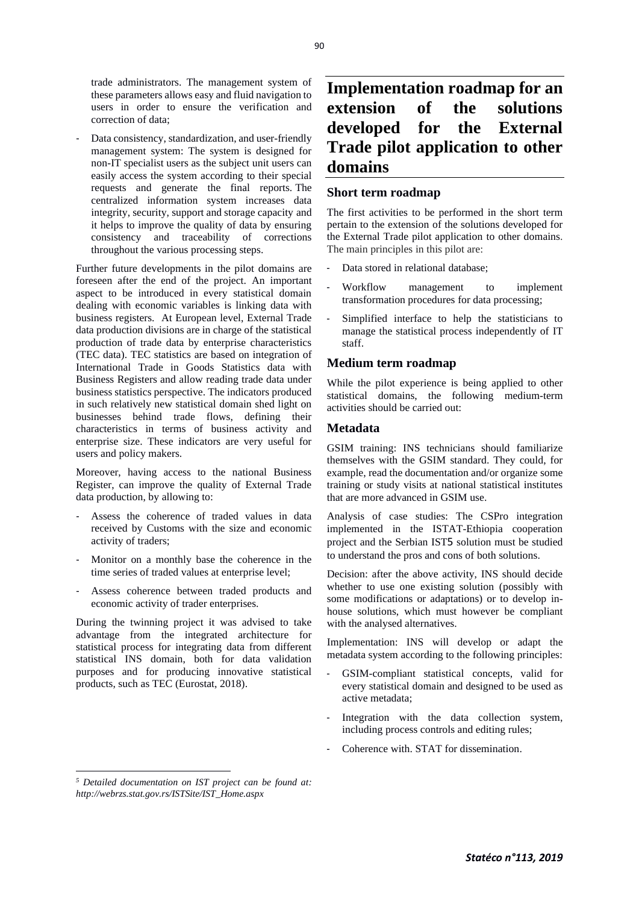trade administrators. The management system of these parameters allows easy and fluid navigation to users in order to ensure the verification and correction of data;

- Data consistency, standardization, and user-friendly management system: The system is designed for non-IT specialist users as the subject unit users can easily access the system according to their special requests and generate the final reports. The centralized information system increases data integrity, security, support and storage capacity and it helps to improve the quality of data by ensuring consistency and traceability of corrections throughout the various processing steps.

Further future developments in the pilot domains are foreseen after the end of the project. An important aspect to be introduced in every statistical domain dealing with economic variables is linking data with business registers. At European level, External Trade data production divisions are in charge of the statistical production of trade data by enterprise characteristics (TEC data). TEC statistics are based on integration of International Trade in Goods Statistics data with Business Registers and allow reading trade data under business statistics perspective. The indicators produced in such relatively new statistical domain shed light on businesses behind trade flows, defining their characteristics in terms of business activity and enterprise size. These indicators are very useful for users and policy makers.

Moreover, having access to the national Business Register, can improve the quality of External Trade data production, by allowing to:

- Assess the coherence of traded values in data received by Customs with the size and economic activity of traders;
- Monitor on a monthly base the coherence in the time series of traded values at enterprise level;
- Assess coherence between traded products and economic activity of trader enterprises.

During the twinning project it was advised to take advantage from the integrated architecture for statistical process for integrating data from different statistical INS domain, both for data validation purposes and for producing innovative statistical products, such as TEC (Eurostat, 2018).

# Implementation roadmap for an extension of the solutions developed for the External Trade pilot application to other domains

## Short term roadmap

The first activities to be performed in the short term pertain to the extension of the solutions developed for the External Trade pilot application to other domains. The main principles in this pilot are:

- Data stored in relational database;
- Workflow management to implement transformation procedures for data processing;
- Simplified interface to help the statisticians to manage the statistical process independently of IT staff.

## Medium term roadmap

While the pilot experience is being applied to other statistical domains, the following medium-term activities should be carried out:

## Metadata

GSIM training: INS technicians should familiarize themselves with the GSIM standard. They could, for example, read the documentation and/or organize some training or study visits at national statistical institutes that are more advanced in GSIM use.

Analysis of case studies: The CSPro integration implemented in the ISTAT-Ethiopia cooperation project and the Serbian IST[5] solution must be studied to understand the pros and cons of both solutions.

Decision: after the above activity, INS should decide whether to use one existing solution (possibly with some modifications or adaptations) or to develop in-house solutions, which must however be compliant with the analysed alternatives.

Implementation: INS will develop or adapt the metadata system according to the following principles:

- GSIM-compliant statistical concepts, valid for every statistical domain and designed to be used as active metadata;
- Integration with the data collection system, including process controls and editing rules;
- Coherence with. STAT for dissemination.

[5] *Detailed documentation on IST project can be found at: http://webrzs.stat.gov.rs/ISTSite/IST_Home.aspx*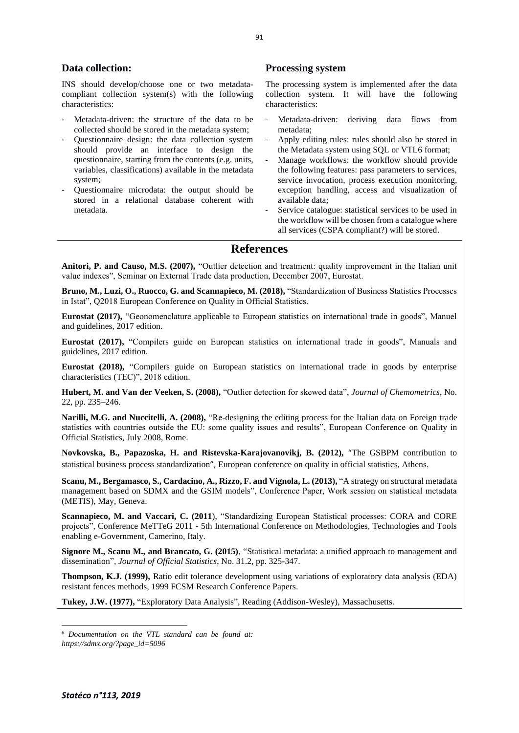## Data collection:

INS should develop/choose one or two metadata-compliant collection system(s) with the following characteristics:

- Metadata-driven: the structure of the data to be collected should be stored in the metadata system;
- Questionnaire design: the data collection system should provide an interface to design the questionnaire, starting from the contents (e.g. units, variables, classifications) available in the metadata system;
- Questionnaire microdata: the output should be stored in a relational database coherent with metadata.

## Processing system

The processing system is implemented after the data collection system. It will have the following characteristics:

- Metadata-driven: deriving data flows from metadata;
- Apply editing rules: rules should also be stored in the Metadata system using SQL or VTL[6] format;
- Manage workflows: the workflow should provide the following features: pass parameters to services, service invocation, process execution monitoring, exception handling, access and visualization of available data;
- Service catalogue: statistical services to be used in the workflow will be chosen from a catalogue where all services (CSPA compliant?) will be stored.

# References

**Anitori, P. and Causo, M.S. (2007),** "Outlier detection and treatment: quality improvement in the Italian unit value indexes", Seminar on External Trade data production, December 2007, Eurostat.

**Bruno, M., Luzi, O., Ruocco, G. and Scannapieco, M. (2018),** "Standardization of Business Statistics Processes in Istat", Q2018 European Conference on Quality in Official Statistics.

**Eurostat (2017),** "Geonomenclature applicable to European statistics on international trade in goods", Manuel and guidelines, 2017 edition.

**Eurostat (2017),** "Compilers guide on European statistics on international trade in goods", Manuals and guidelines, 2017 edition.

**Eurostat (2018),** "Compilers guide on European statistics on international trade in goods by enterprise characteristics (TEC)", 2018 edition.

**Hubert, M. and Van der Veeken, S. (2008),** "Outlier detection for skewed data", *Journal of Chemometrics*, No. 22, pp. 235–246.

**Narilli, M.G. and Nuccitelli, A. (2008),** "Re-designing the editing process for the Italian data on Foreign trade statistics with countries outside the EU: some quality issues and results", European Conference on Quality in Official Statistics, July 2008, Rome.

**Novkovska, B., Papazoska, H. and Ristevska-Karajovanovikj, B. (2012),** "The GSBPM contribution to statistical business process standardization", European conference on quality in official statistics, Athens.

**Scanu, M., Bergamasco, S., Cardacino, A., Rizzo, F. and Vignola, L. (2013),** "A strategy on structural metadata management based on SDMX and the GSIM models", Conference Paper, Work session on statistical metadata (METIS), May, Geneva.

**Scannapieco, M. and Vaccari, C. (2011)**, "Standardizing European Statistical processes: CORA and CORE projects", Conference MeTTeG 2011 - 5th International Conference on Methodologies, Technologies and Tools enabling e-Government, Camerino, Italy.

**Signore M., Scanu M., and Brancato, G. (2015)**, "Statistical metadata: a unified approach to management and dissemination", *Journal of Official Statistics*, No. 31.2, pp. 325-347.

**Thompson, K.J. (1999),** Ratio edit tolerance development using variations of exploratory data analysis (EDA) resistant fences methods, 1999 FCSM Research Conference Papers.

**Tukey, J.W. (1977),** "Exploratory Data Analysis", Reading (Addison-Wesley), Massachusetts.

---

[6] *Documentation on the VTL standard can be found at: https://sdmx.org/?page_id=5096*